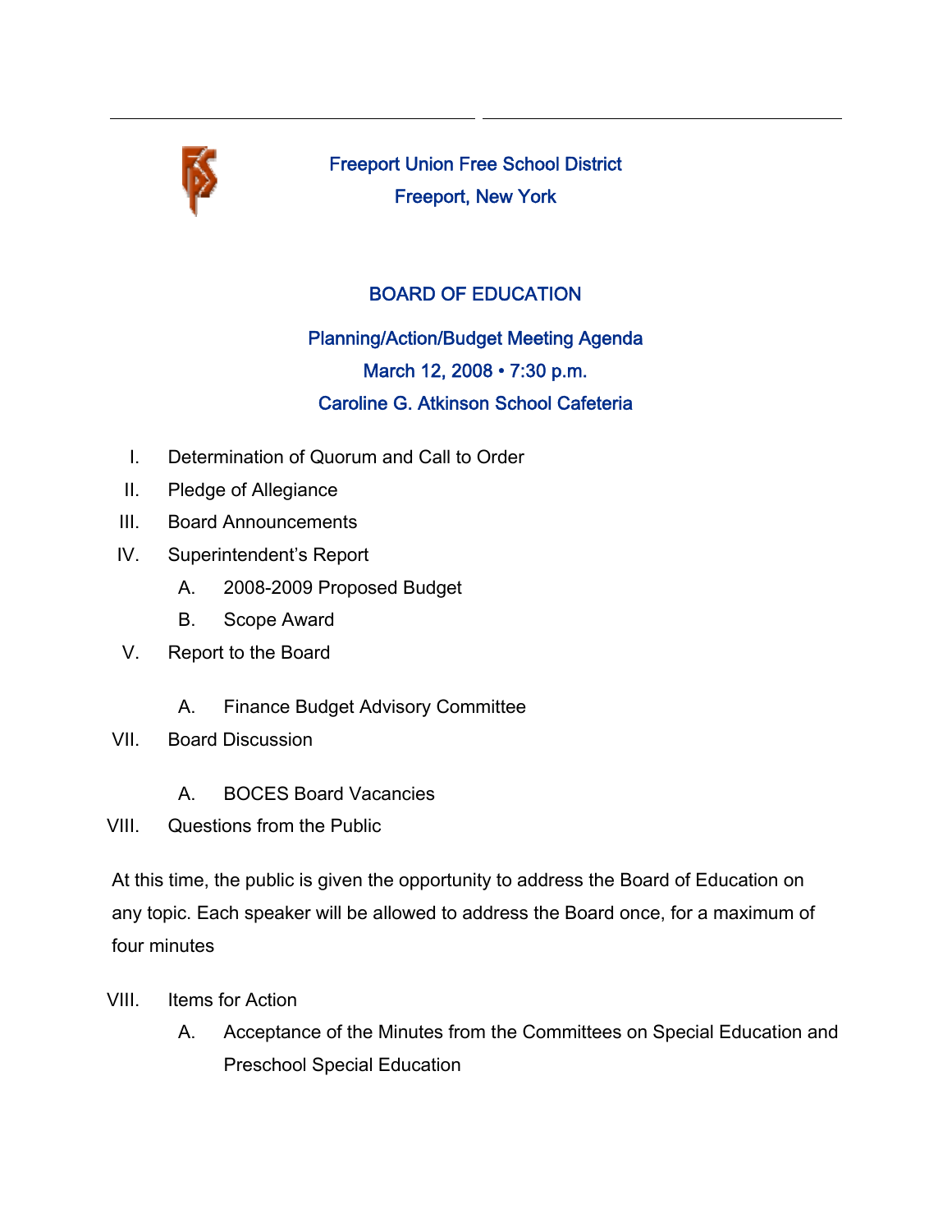# Freeport Union Free School District

## Freeport, New York

## BOARD OF EDUCATION

### Planning/Action/Budget Meeting Agenda

### March 12, 2008 • 7:30 p.m.

### Caroline G. Atkinson School Cafeteria

I. Determination of Quorum and Call to Order

II. Pledge of Allegiance

III. Board Announcements

IV. Superintendent's Report

- A. 2008-2009 Proposed Budget
- B. Scope Award

V. Report to the Board

- A. Finance Budget Advisory Committee

VII. Board Discussion

- A. BOCES Board Vacancies

VIII. Questions from the Public

At this time, the public is given the opportunity to address the Board of Education on any topic. Each speaker will be allowed to address the Board once, for a maximum of four minutes

VIII. Items for Action

- A. Acceptance of the Minutes from the Committees on Special Education and Preschool Special Education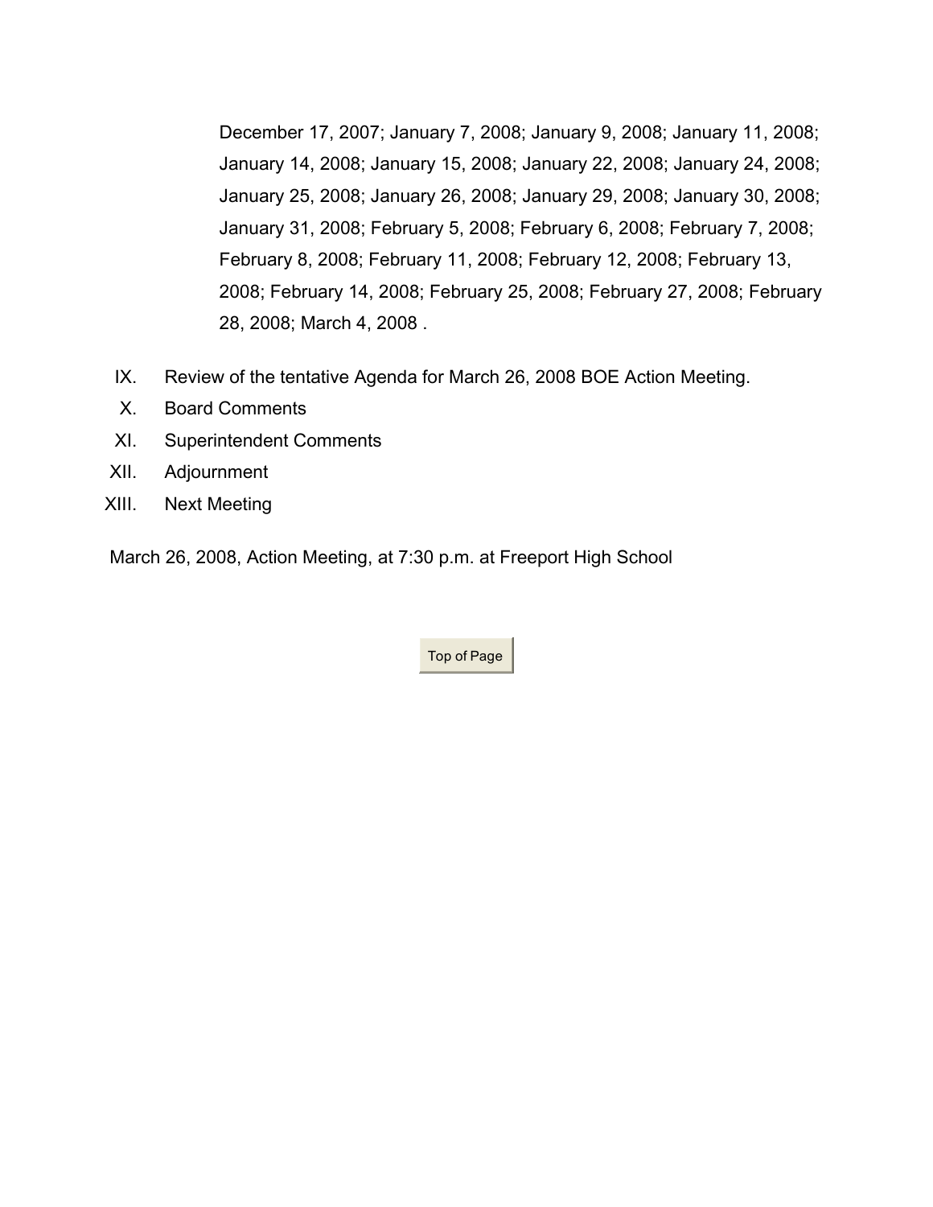December 17, 2007; January 7, 2008; January 9, 2008; January 11, 2008; January 14, 2008; January 15, 2008; January 22, 2008; January 24, 2008; January 25, 2008; January 26, 2008; January 29, 2008; January 30, 2008; January 31, 2008; February 5, 2008; February 6, 2008; February 7, 2008; February 8, 2008; February 11, 2008; February 12, 2008; February 13, 2008; February 14, 2008; February 25, 2008; February 27, 2008; February 28, 2008; March 4, 2008 .

IX. Review of the tentative Agenda for March 26, 2008 BOE Action Meeting.

X. Board Comments

XI. Superintendent Comments

XII. Adjournment

XIII. Next Meeting

March 26, 2008, Action Meeting, at 7:30 p.m. at Freeport High School

Top of Page